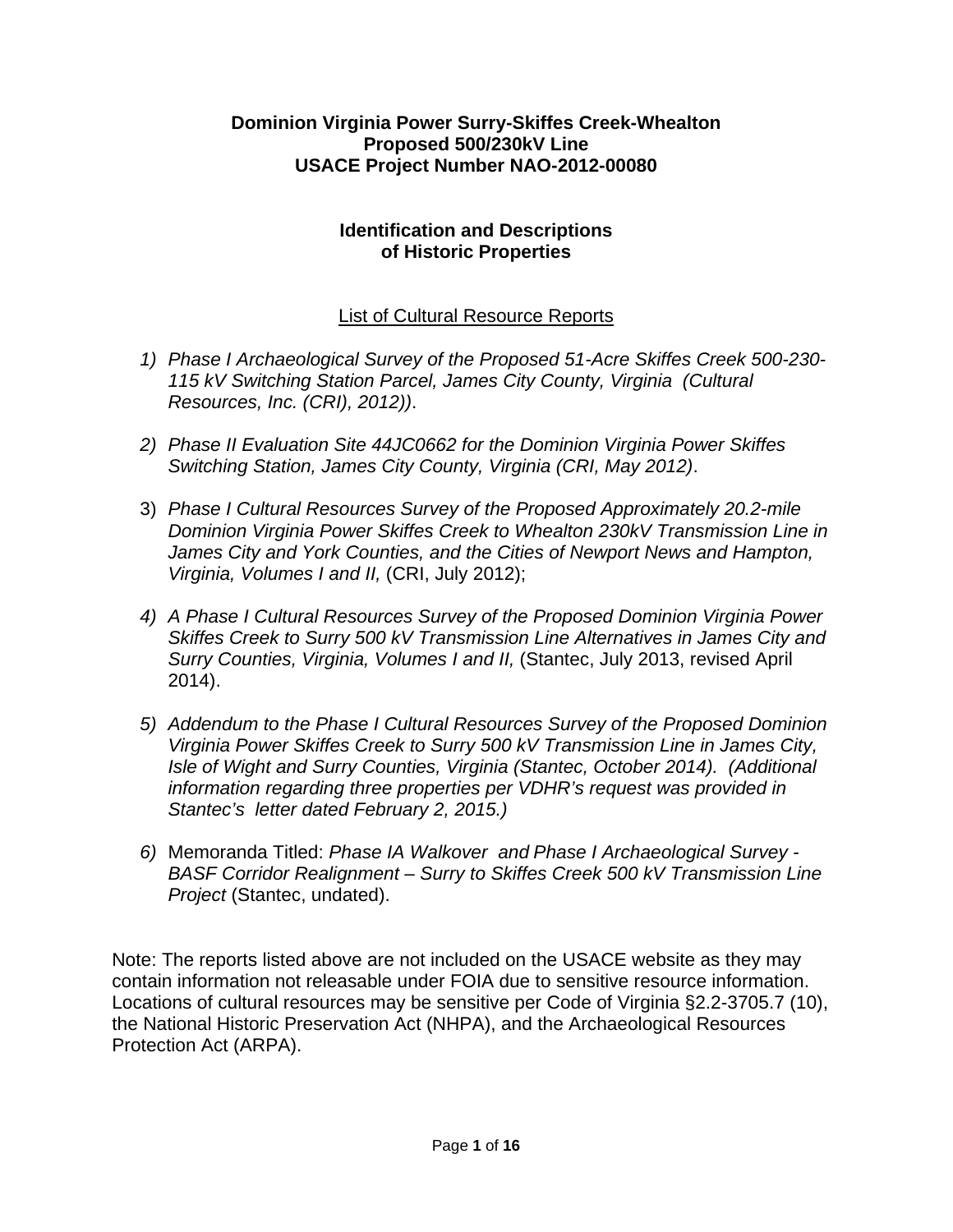**Dominion Virginia Power Surry-Skiffes Creek-Whealton**
**Proposed 500/230kV Line**
**USACE Project Number NAO-2012-00080**

**Identification and Descriptions**
**of Historic Properties**

List of Cultural Resource Reports

1) *Phase I Archaeological Survey of the Proposed 51-Acre Skiffes Creek 500-230-115 kV Switching Station Parcel, James City County, Virginia (Cultural Resources, Inc. (CRI), 2012))*.

2) *Phase II Evaluation Site 44JC0662 for the Dominion Virginia Power Skiffes Switching Station, James City County, Virginia (CRI, May 2012)*.

3) *Phase I Cultural Resources Survey of the Proposed Approximately 20.2-mile Dominion Virginia Power Skiffes Creek to Whealton 230kV Transmission Line in James City and York Counties, and the Cities of Newport News and Hampton, Virginia, Volumes I and II,* (CRI, July 2012);

4) *A Phase I Cultural Resources Survey of the Proposed Dominion Virginia Power Skiffes Creek to Surry 500 kV Transmission Line Alternatives in James City and Surry Counties, Virginia, Volumes I and II,* (Stantec, July 2013, revised April 2014).

5) *Addendum to the Phase I Cultural Resources Survey of the Proposed Dominion Virginia Power Skiffes Creek to Surry 500 kV Transmission Line in James City, Isle of Wight and Surry Counties, Virginia (Stantec, October 2014). (Additional information regarding three properties per VDHR's request was provided in Stantec's letter dated February 2, 2015.)*

6) Memoranda Titled: *Phase IA Walkover and Phase I Archaeological Survey - BASF Corridor Realignment – Surry to Skiffes Creek 500 kV Transmission Line Project* (Stantec, undated).

Note: The reports listed above are not included on the USACE website as they may contain information not releasable under FOIA due to sensitive resource information. Locations of cultural resources may be sensitive per Code of Virginia §2.2-3705.7 (10), the National Historic Preservation Act (NHPA), and the Archaeological Resources Protection Act (ARPA).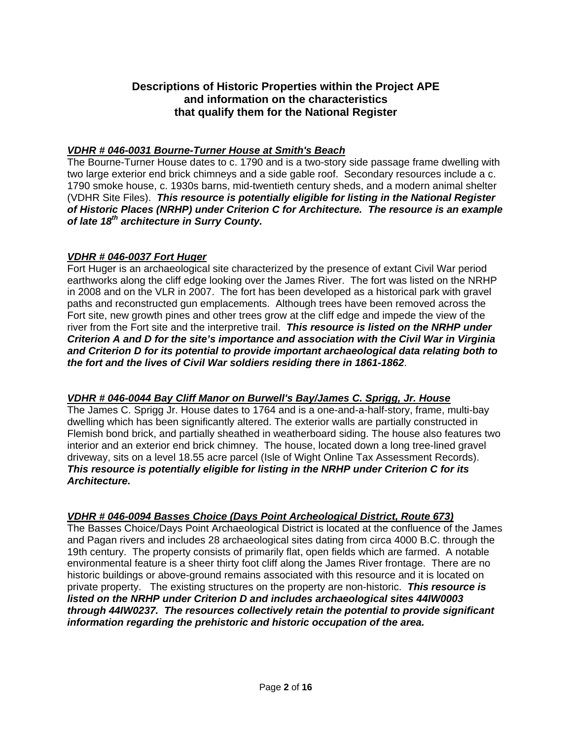## Descriptions of Historic Properties within the Project APE and information on the characteristics that qualify them for the National Register

***VDHR # 046-0031 Bourne-Turner House at Smith's Beach***

The Bourne-Turner House dates to c. 1790 and is a two-story side passage frame dwelling with two large exterior end brick chimneys and a side gable roof. Secondary resources include a c. 1790 smoke house, c. 1930s barns, mid-twentieth century sheds, and a modern animal shelter (VDHR Site Files). ***This resource is potentially eligible for listing in the National Register of Historic Places (NRHP) under Criterion C for Architecture. The resource is an example of late 18th architecture in Surry County.***

***VDHR # 046-0037 Fort Huger***

Fort Huger is an archaeological site characterized by the presence of extant Civil War period earthworks along the cliff edge looking over the James River. The fort was listed on the NRHP in 2008 and on the VLR in 2007. The fort has been developed as a historical park with gravel paths and reconstructed gun emplacements. Although trees have been removed across the Fort site, new growth pines and other trees grow at the cliff edge and impede the view of the river from the Fort site and the interpretive trail. ***This resource is listed on the NRHP under Criterion A and D for the site's importance and association with the Civil War in Virginia and Criterion D for its potential to provide important archaeological data relating both to the fort and the lives of Civil War soldiers residing there in 1861-1862***.

***VDHR # 046-0044 Bay Cliff Manor on Burwell's Bay/James C. Sprigg, Jr. House***

The James C. Sprigg Jr. House dates to 1764 and is a one-and-a-half-story, frame, multi-bay dwelling which has been significantly altered. The exterior walls are partially constructed in Flemish bond brick, and partially sheathed in weatherboard siding. The house also features two interior and an exterior end brick chimney. The house, located down a long tree-lined gravel driveway, sits on a level 18.55 acre parcel (Isle of Wight Online Tax Assessment Records). ***This resource is potentially eligible for listing in the NRHP under Criterion C for its Architecture.***

***VDHR # 046-0094 Basses Choice (Days Point Archeological District, Route 673)***

The Basses Choice/Days Point Archaeological District is located at the confluence of the James and Pagan rivers and includes 28 archaeological sites dating from circa 4000 B.C. through the 19th century. The property consists of primarily flat, open fields which are farmed. A notable environmental feature is a sheer thirty foot cliff along the James River frontage. There are no historic buildings or above-ground remains associated with this resource and it is located on private property. The existing structures on the property are non-historic. ***This resource is listed on the NRHP under Criterion D and includes archaeological sites 44IW0003 through 44IW0237. The resources collectively retain the potential to provide significant information regarding the prehistoric and historic occupation of the area.***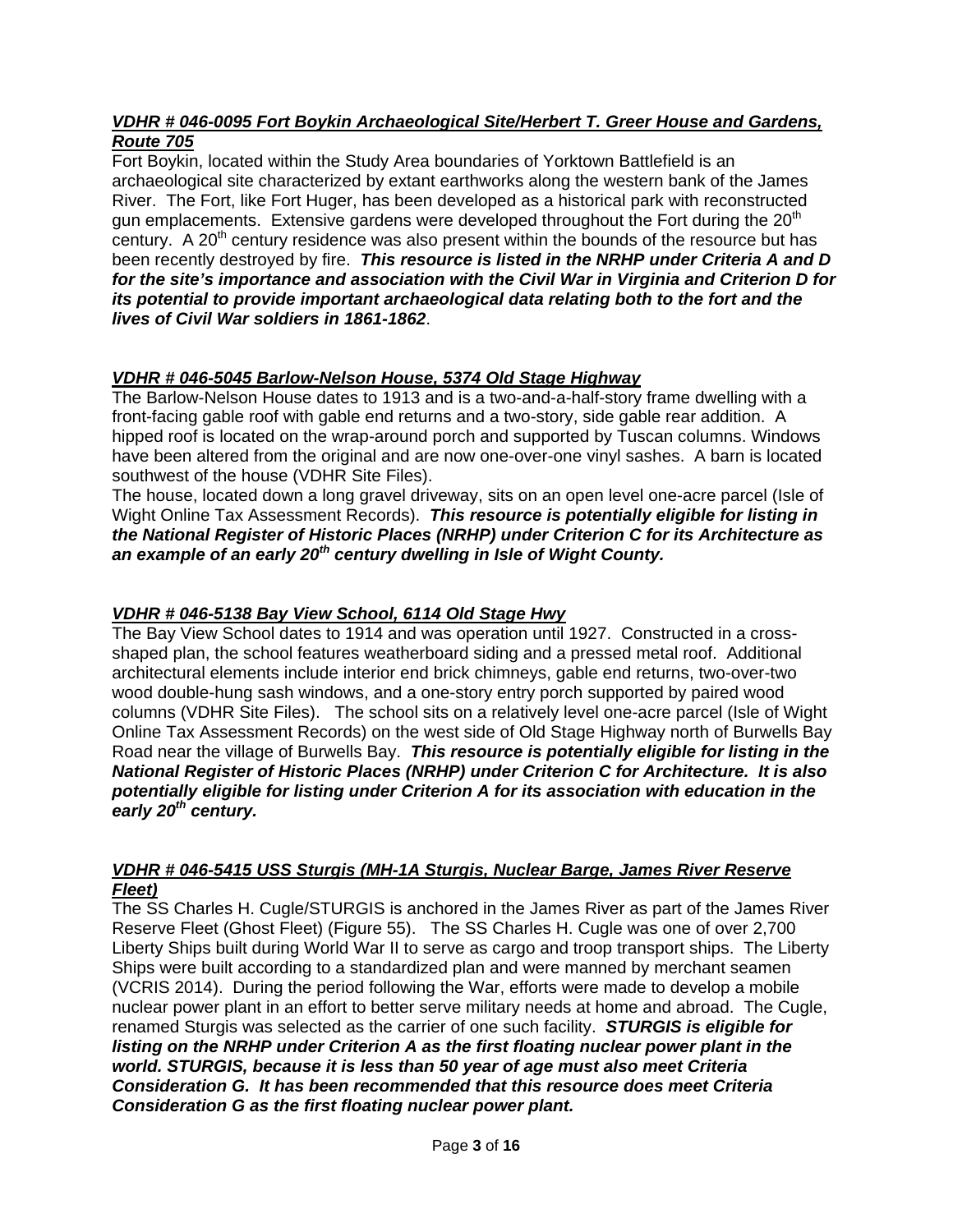***VDHR # 046-0095 Fort Boykin Archaeological Site/Herbert T. Greer House and Gardens, Route 705***

Fort Boykin, located within the Study Area boundaries of Yorktown Battlefield is an archaeological site characterized by extant earthworks along the western bank of the James River. The Fort, like Fort Huger, has been developed as a historical park with reconstructed gun emplacements. Extensive gardens were developed throughout the Fort during the 20th century. A 20th century residence was also present within the bounds of the resource but has been recently destroyed by fire. ***This resource is listed in the NRHP under Criteria A and D for the site's importance and association with the Civil War in Virginia and Criterion D for its potential to provide important archaeological data relating both to the fort and the lives of Civil War soldiers in 1861-1862***.

***VDHR # 046-5045 Barlow-Nelson House, 5374 Old Stage Highway***

The Barlow-Nelson House dates to 1913 and is a two-and-a-half-story frame dwelling with a front-facing gable roof with gable end returns and a two-story, side gable rear addition. A hipped roof is located on the wrap-around porch and supported by Tuscan columns. Windows have been altered from the original and are now one-over-one vinyl sashes. A barn is located southwest of the house (VDHR Site Files).

The house, located down a long gravel driveway, sits on an open level one-acre parcel (Isle of Wight Online Tax Assessment Records). ***This resource is potentially eligible for listing in the National Register of Historic Places (NRHP) under Criterion C for its Architecture as an example of an early 20th century dwelling in Isle of Wight County.***

***VDHR # 046-5138 Bay View School, 6114 Old Stage Hwy***

The Bay View School dates to 1914 and was operation until 1927. Constructed in a cross-shaped plan, the school features weatherboard siding and a pressed metal roof. Additional architectural elements include interior end brick chimneys, gable end returns, two-over-two wood double-hung sash windows, and a one-story entry porch supported by paired wood columns (VDHR Site Files). The school sits on a relatively level one-acre parcel (Isle of Wight Online Tax Assessment Records) on the west side of Old Stage Highway north of Burwells Bay Road near the village of Burwells Bay. ***This resource is potentially eligible for listing in the National Register of Historic Places (NRHP) under Criterion C for Architecture. It is also potentially eligible for listing under Criterion A for its association with education in the early 20th century.***

***VDHR # 046-5415 USS Sturgis (MH-1A Sturgis, Nuclear Barge, James River Reserve Fleet)***

The SS Charles H. Cugle/STURGIS is anchored in the James River as part of the James River Reserve Fleet (Ghost Fleet) (Figure 55). The SS Charles H. Cugle was one of over 2,700 Liberty Ships built during World War II to serve as cargo and troop transport ships. The Liberty Ships were built according to a standardized plan and were manned by merchant seamen (VCRIS 2014). During the period following the War, efforts were made to develop a mobile nuclear power plant in an effort to better serve military needs at home and abroad. The Cugle, renamed Sturgis was selected as the carrier of one such facility. ***STURGIS is eligible for listing on the NRHP under Criterion A as the first floating nuclear power plant in the world. STURGIS, because it is less than 50 year of age must also meet Criteria Consideration G. It has been recommended that this resource does meet Criteria Consideration G as the first floating nuclear power plant.***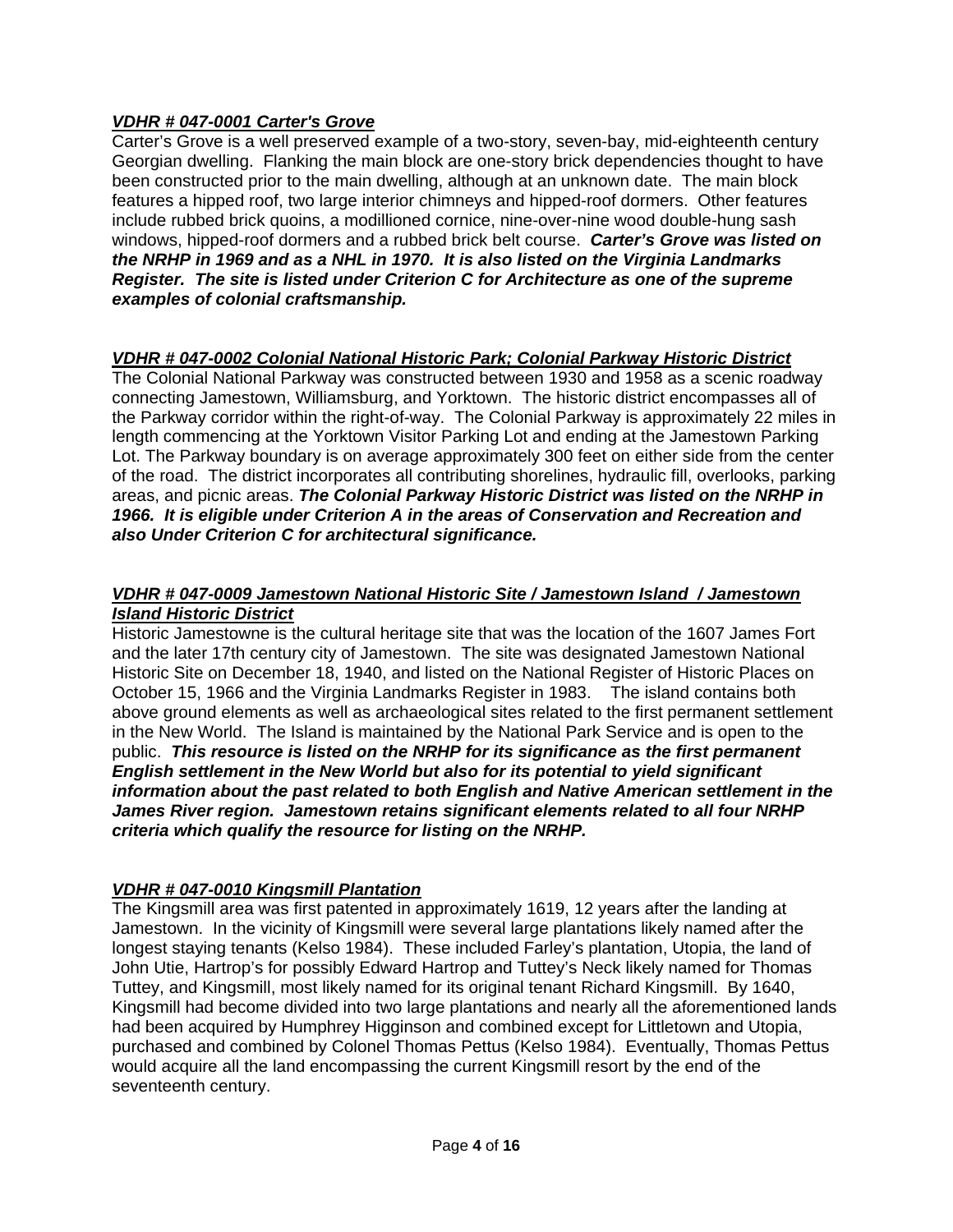***VDHR # 047-0001 Carter's Grove***

Carter's Grove is a well preserved example of a two-story, seven-bay, mid-eighteenth century Georgian dwelling. Flanking the main block are one-story brick dependencies thought to have been constructed prior to the main dwelling, although at an unknown date. The main block features a hipped roof, two large interior chimneys and hipped-roof dormers. Other features include rubbed brick quoins, a modillioned cornice, nine-over-nine wood double-hung sash windows, hipped-roof dormers and a rubbed brick belt course. ***Carter's Grove was listed on the NRHP in 1969 and as a NHL in 1970. It is also listed on the Virginia Landmarks Register. The site is listed under Criterion C for Architecture as one of the supreme examples of colonial craftsmanship.***

***VDHR # 047-0002 Colonial National Historic Park; Colonial Parkway Historic District***

The Colonial National Parkway was constructed between 1930 and 1958 as a scenic roadway connecting Jamestown, Williamsburg, and Yorktown. The historic district encompasses all of the Parkway corridor within the right-of-way. The Colonial Parkway is approximately 22 miles in length commencing at the Yorktown Visitor Parking Lot and ending at the Jamestown Parking Lot. The Parkway boundary is on average approximately 300 feet on either side from the center of the road. The district incorporates all contributing shorelines, hydraulic fill, overlooks, parking areas, and picnic areas. ***The Colonial Parkway Historic District was listed on the NRHP in 1966. It is eligible under Criterion A in the areas of Conservation and Recreation and also Under Criterion C for architectural significance.***

***VDHR # 047-0009 Jamestown National Historic Site / Jamestown Island / Jamestown Island Historic District***

Historic Jamestowne is the cultural heritage site that was the location of the 1607 James Fort and the later 17th century city of Jamestown. The site was designated Jamestown National Historic Site on December 18, 1940, and listed on the National Register of Historic Places on October 15, 1966 and the Virginia Landmarks Register in 1983. The island contains both above ground elements as well as archaeological sites related to the first permanent settlement in the New World. The Island is maintained by the National Park Service and is open to the public. ***This resource is listed on the NRHP for its significance as the first permanent English settlement in the New World but also for its potential to yield significant information about the past related to both English and Native American settlement in the James River region. Jamestown retains significant elements related to all four NRHP criteria which qualify the resource for listing on the NRHP.***

***VDHR # 047-0010 Kingsmill Plantation***

The Kingsmill area was first patented in approximately 1619, 12 years after the landing at Jamestown. In the vicinity of Kingsmill were several large plantations likely named after the longest staying tenants (Kelso 1984). These included Farley's plantation, Utopia, the land of John Utie, Hartrop's for possibly Edward Hartrop and Tuttey's Neck likely named for Thomas Tuttey, and Kingsmill, most likely named for its original tenant Richard Kingsmill. By 1640, Kingsmill had become divided into two large plantations and nearly all the aforementioned lands had been acquired by Humphrey Higginson and combined except for Littletown and Utopia, purchased and combined by Colonel Thomas Pettus (Kelso 1984). Eventually, Thomas Pettus would acquire all the land encompassing the current Kingsmill resort by the end of the seventeenth century.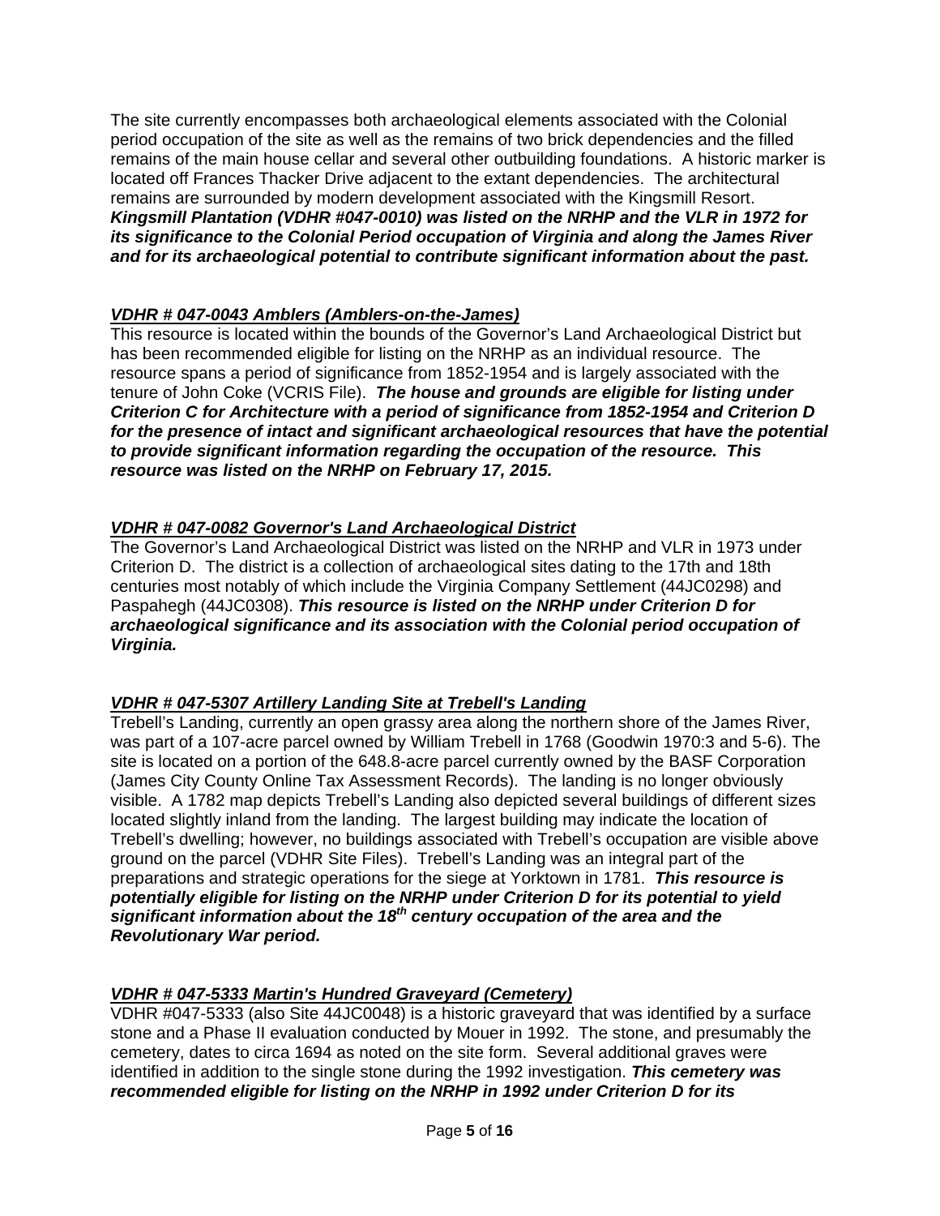The site currently encompasses both archaeological elements associated with the Colonial period occupation of the site as well as the remains of two brick dependencies and the filled remains of the main house cellar and several other outbuilding foundations. A historic marker is located off Frances Thacker Drive adjacent to the extant dependencies. The architectural remains are surrounded by modern development associated with the Kingsmill Resort. ***Kingsmill Plantation (VDHR #047-0010) was listed on the NRHP and the VLR in 1972 for its significance to the Colonial Period occupation of Virginia and along the James River and for its archaeological potential to contribute significant information about the past.***

***VDHR # 047-0043 Amblers (Amblers-on-the-James)***

This resource is located within the bounds of the Governor's Land Archaeological District but has been recommended eligible for listing on the NRHP as an individual resource. The resource spans a period of significance from 1852-1954 and is largely associated with the tenure of John Coke (VCRIS File). ***The house and grounds are eligible for listing under Criterion C for Architecture with a period of significance from 1852-1954 and Criterion D for the presence of intact and significant archaeological resources that have the potential to provide significant information regarding the occupation of the resource. This resource was listed on the NRHP on February 17, 2015.***

***VDHR # 047-0082 Governor's Land Archaeological District***

The Governor's Land Archaeological District was listed on the NRHP and VLR in 1973 under Criterion D. The district is a collection of archaeological sites dating to the 17th and 18th centuries most notably of which include the Virginia Company Settlement (44JC0298) and Paspahegh (44JC0308). ***This resource is listed on the NRHP under Criterion D for archaeological significance and its association with the Colonial period occupation of Virginia.***

***VDHR # 047-5307 Artillery Landing Site at Trebell's Landing***

Trebell's Landing, currently an open grassy area along the northern shore of the James River, was part of a 107-acre parcel owned by William Trebell in 1768 (Goodwin 1970:3 and 5-6). The site is located on a portion of the 648.8-acre parcel currently owned by the BASF Corporation (James City County Online Tax Assessment Records). The landing is no longer obviously visible. A 1782 map depicts Trebell's Landing also depicted several buildings of different sizes located slightly inland from the landing. The largest building may indicate the location of Trebell's dwelling; however, no buildings associated with Trebell's occupation are visible above ground on the parcel (VDHR Site Files). Trebell's Landing was an integral part of the preparations and strategic operations for the siege at Yorktown in 1781. ***This resource is potentially eligible for listing on the NRHP under Criterion D for its potential to yield significant information about the 18th century occupation of the area and the Revolutionary War period.***

***VDHR # 047-5333 Martin's Hundred Graveyard (Cemetery)***

VDHR #047-5333 (also Site 44JC0048) is a historic graveyard that was identified by a surface stone and a Phase II evaluation conducted by Mouer in 1992. The stone, and presumably the cemetery, dates to circa 1694 as noted on the site form. Several additional graves were identified in addition to the single stone during the 1992 investigation. ***This cemetery was recommended eligible for listing on the NRHP in 1992 under Criterion D for its***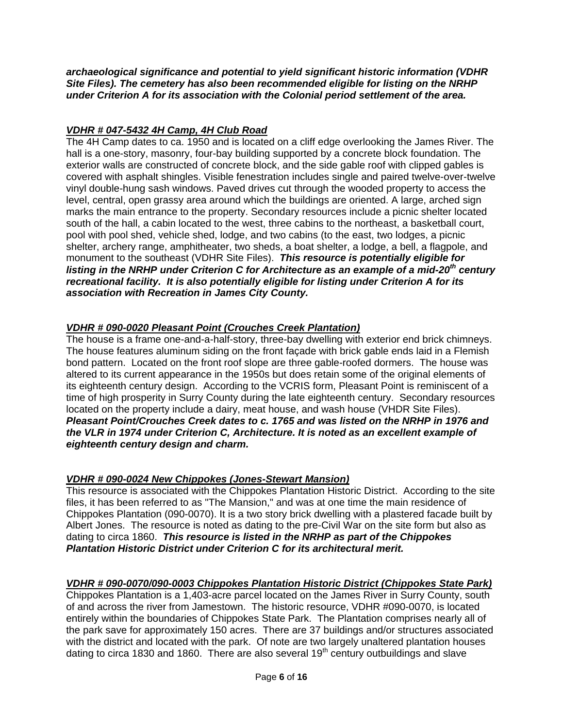***archaeological significance and potential to yield significant historic information (VDHR Site Files). The cemetery has also been recommended eligible for listing on the NRHP under Criterion A for its association with the Colonial period settlement of the area.***

***VDHR # 047-5432 4H Camp, 4H Club Road***

The 4H Camp dates to ca. 1950 and is located on a cliff edge overlooking the James River. The hall is a one-story, masonry, four-bay building supported by a concrete block foundation. The exterior walls are constructed of concrete block, and the side gable roof with clipped gables is covered with asphalt shingles. Visible fenestration includes single and paired twelve-over-twelve vinyl double-hung sash windows. Paved drives cut through the wooded property to access the level, central, open grassy area around which the buildings are oriented. A large, arched sign marks the main entrance to the property. Secondary resources include a picnic shelter located south of the hall, a cabin located to the west, three cabins to the northeast, a basketball court, pool with pool shed, vehicle shed, lodge, and two cabins (to the east, two lodges, a picnic shelter, archery range, amphitheater, two sheds, a boat shelter, a lodge, a bell, a flagpole, and monument to the southeast (VDHR Site Files). ***This resource is potentially eligible for listing in the NRHP under Criterion C for Architecture as an example of a mid-20th century recreational facility. It is also potentially eligible for listing under Criterion A for its association with Recreation in James City County.***

***VDHR # 090-0020 Pleasant Point (Crouches Creek Plantation)***

The house is a frame one-and-a-half-story, three-bay dwelling with exterior end brick chimneys. The house features aluminum siding on the front façade with brick gable ends laid in a Flemish bond pattern. Located on the front roof slope are three gable-roofed dormers. The house was altered to its current appearance in the 1950s but does retain some of the original elements of its eighteenth century design. According to the VCRIS form, Pleasant Point is reminiscent of a time of high prosperity in Surry County during the late eighteenth century. Secondary resources located on the property include a dairy, meat house, and wash house (VHDR Site Files). ***Pleasant Point/Crouches Creek dates to c. 1765 and was listed on the NRHP in 1976 and the VLR in 1974 under Criterion C, Architecture. It is noted as an excellent example of eighteenth century design and charm.***

***VDHR # 090-0024 New Chippokes (Jones-Stewart Mansion)***

This resource is associated with the Chippokes Plantation Historic District. According to the site files, it has been referred to as "The Mansion," and was at one time the main residence of Chippokes Plantation (090-0070). It is a two story brick dwelling with a plastered facade built by Albert Jones. The resource is noted as dating to the pre-Civil War on the site form but also as dating to circa 1860. ***This resource is listed in the NRHP as part of the Chippokes Plantation Historic District under Criterion C for its architectural merit.***

***VDHR # 090-0070/090-0003 Chippokes Plantation Historic District (Chippokes State Park)***

Chippokes Plantation is a 1,403-acre parcel located on the James River in Surry County, south of and across the river from Jamestown. The historic resource, VDHR #090-0070, is located entirely within the boundaries of Chippokes State Park. The Plantation comprises nearly all of the park save for approximately 150 acres. There are 37 buildings and/or structures associated with the district and located with the park. Of note are two largely unaltered plantation houses dating to circa 1830 and 1860. There are also several 19th century outbuildings and slave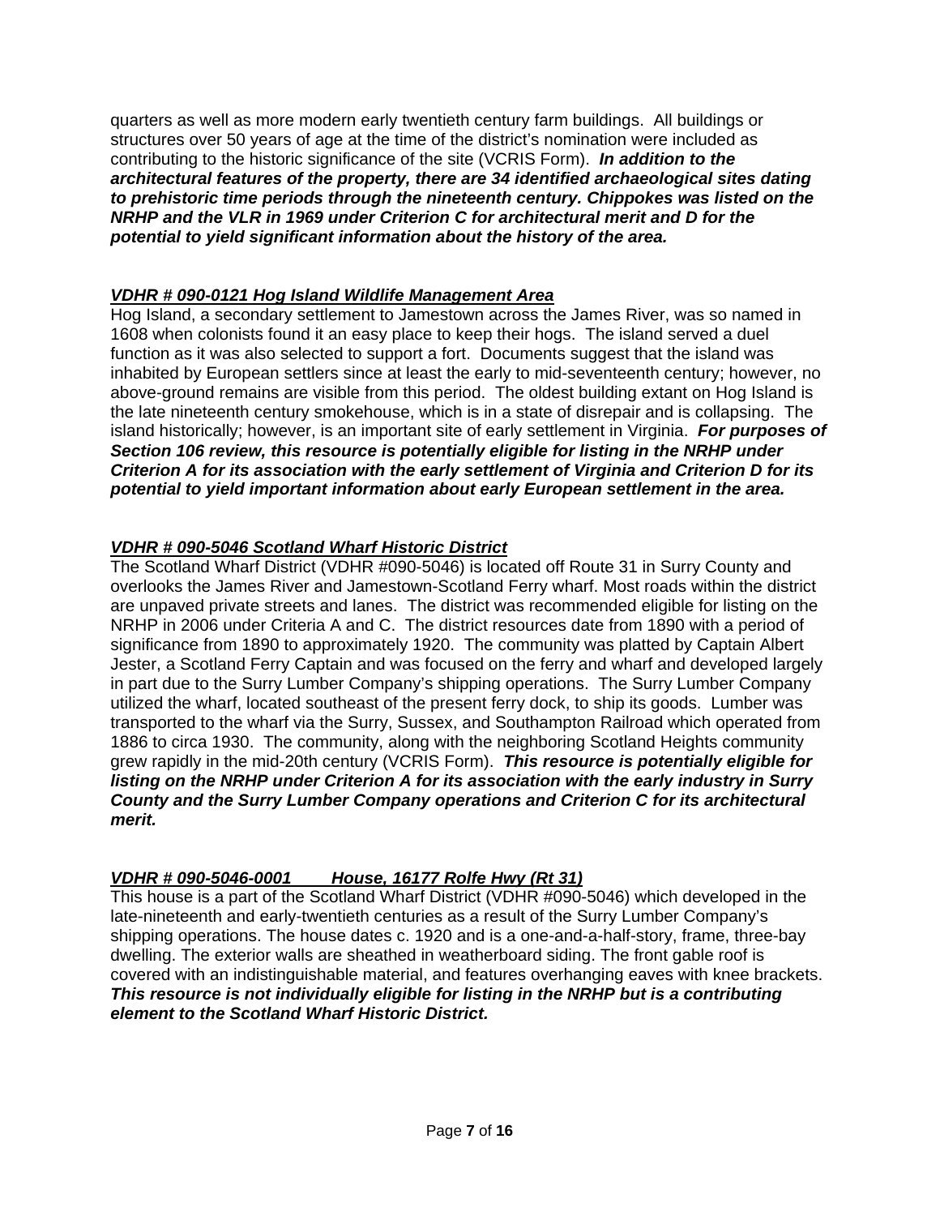quarters as well as more modern early twentieth century farm buildings. All buildings or structures over 50 years of age at the time of the district's nomination were included as contributing to the historic significance of the site (VCRIS Form). ***In addition to the architectural features of the property, there are 34 identified archaeological sites dating to prehistoric time periods through the nineteenth century. Chippokes was listed on the NRHP and the VLR in 1969 under Criterion C for architectural merit and D for the potential to yield significant information about the history of the area.***

***VDHR # 090-0121 Hog Island Wildlife Management Area***

Hog Island, a secondary settlement to Jamestown across the James River, was so named in 1608 when colonists found it an easy place to keep their hogs. The island served a duel function as it was also selected to support a fort. Documents suggest that the island was inhabited by European settlers since at least the early to mid-seventeenth century; however, no above-ground remains are visible from this period. The oldest building extant on Hog Island is the late nineteenth century smokehouse, which is in a state of disrepair and is collapsing. The island historically; however, is an important site of early settlement in Virginia. ***For purposes of Section 106 review, this resource is potentially eligible for listing in the NRHP under Criterion A for its association with the early settlement of Virginia and Criterion D for its potential to yield important information about early European settlement in the area.***

***VDHR # 090-5046 Scotland Wharf Historic District***

The Scotland Wharf District (VDHR #090-5046) is located off Route 31 in Surry County and overlooks the James River and Jamestown-Scotland Ferry wharf. Most roads within the district are unpaved private streets and lanes. The district was recommended eligible for listing on the NRHP in 2006 under Criteria A and C. The district resources date from 1890 with a period of significance from 1890 to approximately 1920. The community was platted by Captain Albert Jester, a Scotland Ferry Captain and was focused on the ferry and wharf and developed largely in part due to the Surry Lumber Company's shipping operations. The Surry Lumber Company utilized the wharf, located southeast of the present ferry dock, to ship its goods. Lumber was transported to the wharf via the Surry, Sussex, and Southampton Railroad which operated from 1886 to circa 1930. The community, along with the neighboring Scotland Heights community grew rapidly in the mid-20th century (VCRIS Form). ***This resource is potentially eligible for listing on the NRHP under Criterion A for its association with the early industry in Surry County and the Surry Lumber Company operations and Criterion C for its architectural merit.***

***VDHR # 090-5046-0001 House, 16177 Rolfe Hwy (Rt 31)***

This house is a part of the Scotland Wharf District (VDHR #090-5046) which developed in the late-nineteenth and early-twentieth centuries as a result of the Surry Lumber Company's shipping operations. The house dates c. 1920 and is a one-and-a-half-story, frame, three-bay dwelling. The exterior walls are sheathed in weatherboard siding. The front gable roof is covered with an indistinguishable material, and features overhanging eaves with knee brackets. ***This resource is not individually eligible for listing in the NRHP but is a contributing element to the Scotland Wharf Historic District.***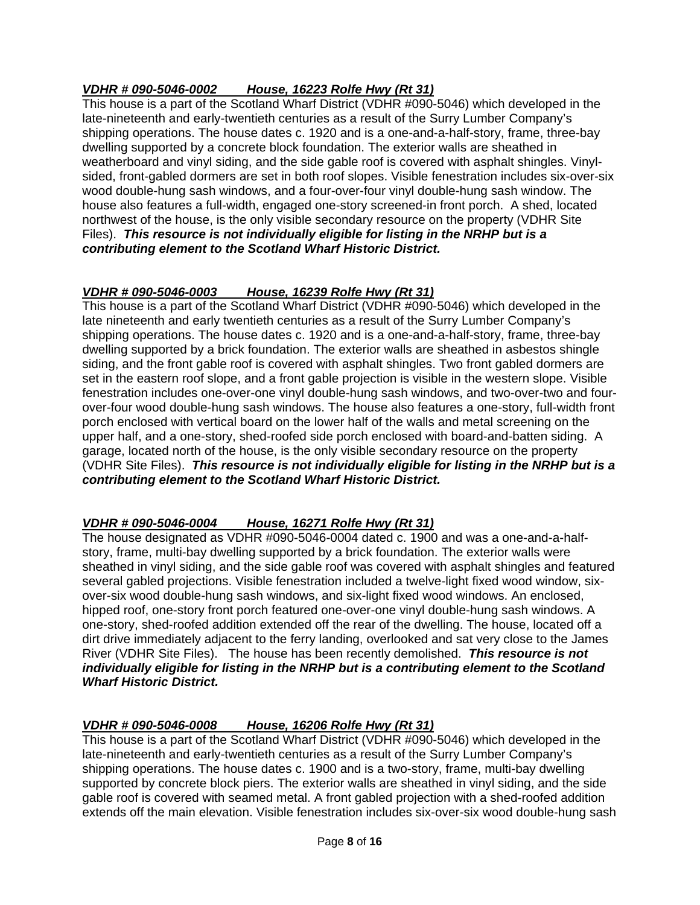***<u>VDHR # 090-5046-0002        House, 16223 Rolfe Hwy (Rt 31)</u>***

This house is a part of the Scotland Wharf District (VDHR #090-5046) which developed in the late-nineteenth and early-twentieth centuries as a result of the Surry Lumber Company's shipping operations. The house dates c. 1920 and is a one-and-a-half-story, frame, three-bay dwelling supported by a concrete block foundation. The exterior walls are sheathed in weatherboard and vinyl siding, and the side gable roof is covered with asphalt shingles. Vinyl-sided, front-gabled dormers are set in both roof slopes. Visible fenestration includes six-over-six wood double-hung sash windows, and a four-over-four vinyl double-hung sash window. The house also features a full-width, engaged one-story screened-in front porch. A shed, located northwest of the house, is the only visible secondary resource on the property (VDHR Site Files). ***This resource is not individually eligible for listing in the NRHP but is a contributing element to the Scotland Wharf Historic District.***

***<u>VDHR # 090-5046-0003        House, 16239 Rolfe Hwy (Rt 31)</u>***

This house is a part of the Scotland Wharf District (VDHR #090-5046) which developed in the late nineteenth and early twentieth centuries as a result of the Surry Lumber Company's shipping operations. The house dates c. 1920 and is a one-and-a-half-story, frame, three-bay dwelling supported by a brick foundation. The exterior walls are sheathed in asbestos shingle siding, and the front gable roof is covered with asphalt shingles. Two front gabled dormers are set in the eastern roof slope, and a front gable projection is visible in the western slope. Visible fenestration includes one-over-one vinyl double-hung sash windows, and two-over-two and four-over-four wood double-hung sash windows. The house also features a one-story, full-width front porch enclosed with vertical board on the lower half of the walls and metal screening on the upper half, and a one-story, shed-roofed side porch enclosed with board-and-batten siding. A garage, located north of the house, is the only visible secondary resource on the property (VDHR Site Files). ***This resource is not individually eligible for listing in the NRHP but is a contributing element to the Scotland Wharf Historic District.***

***<u>VDHR # 090-5046-0004        House, 16271 Rolfe Hwy (Rt 31)</u>***

The house designated as VDHR #090-5046-0004 dated c. 1900 and was a one-and-a-half-story, frame, multi-bay dwelling supported by a brick foundation. The exterior walls were sheathed in vinyl siding, and the side gable roof was covered with asphalt shingles and featured several gabled projections. Visible fenestration included a twelve-light fixed wood window, six-over-six wood double-hung sash windows, and six-light fixed wood windows. An enclosed, hipped roof, one-story front porch featured one-over-one vinyl double-hung sash windows. A one-story, shed-roofed addition extended off the rear of the dwelling. The house, located off a dirt drive immediately adjacent to the ferry landing, overlooked and sat very close to the James River (VDHR Site Files). The house has been recently demolished. ***This resource is not individually eligible for listing in the NRHP but is a contributing element to the Scotland Wharf Historic District.***

***<u>VDHR # 090-5046-0008        House, 16206 Rolfe Hwy (Rt 31)</u>***

This house is a part of the Scotland Wharf District (VDHR #090-5046) which developed in the late-nineteenth and early-twentieth centuries as a result of the Surry Lumber Company's shipping operations. The house dates c. 1900 and is a two-story, frame, multi-bay dwelling supported by concrete block piers. The exterior walls are sheathed in vinyl siding, and the side gable roof is covered with seamed metal. A front gabled projection with a shed-roofed addition extends off the main elevation. Visible fenestration includes six-over-six wood double-hung sash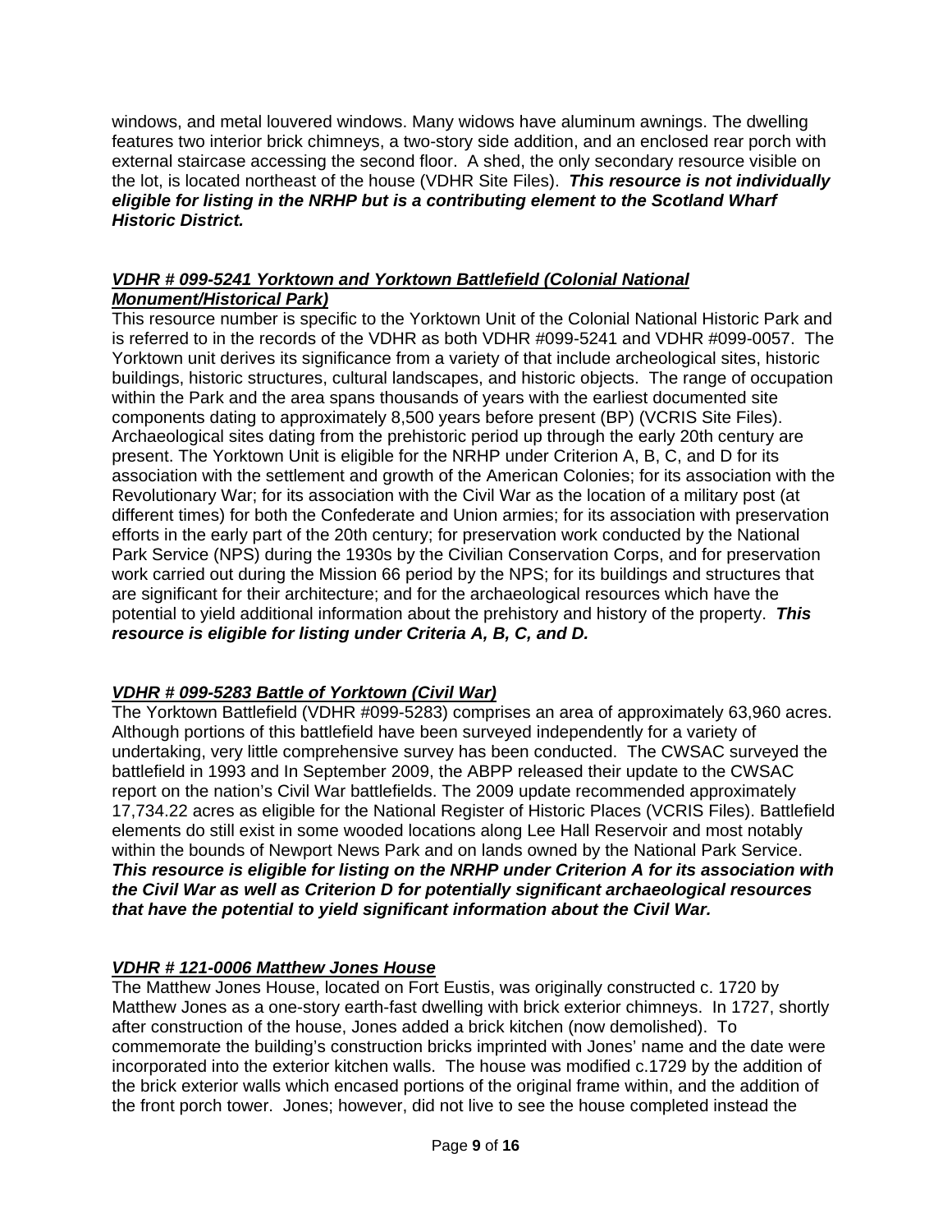windows, and metal louvered windows. Many widows have aluminum awnings. The dwelling features two interior brick chimneys, a two-story side addition, and an enclosed rear porch with external staircase accessing the second floor. A shed, the only secondary resource visible on the lot, is located northeast of the house (VDHR Site Files). ***This resource is not individually eligible for listing in the NRHP but is a contributing element to the Scotland Wharf Historic District.***

***VDHR # 099-5241 Yorktown and Yorktown Battlefield (Colonial National Monument/Historical Park)***

This resource number is specific to the Yorktown Unit of the Colonial National Historic Park and is referred to in the records of the VDHR as both VDHR #099-5241 and VDHR #099-0057. The Yorktown unit derives its significance from a variety of that include archeological sites, historic buildings, historic structures, cultural landscapes, and historic objects. The range of occupation within the Park and the area spans thousands of years with the earliest documented site components dating to approximately 8,500 years before present (BP) (VCRIS Site Files). Archaeological sites dating from the prehistoric period up through the early 20th century are present. The Yorktown Unit is eligible for the NRHP under Criterion A, B, C, and D for its association with the settlement and growth of the American Colonies; for its association with the Revolutionary War; for its association with the Civil War as the location of a military post (at different times) for both the Confederate and Union armies; for its association with preservation efforts in the early part of the 20th century; for preservation work conducted by the National Park Service (NPS) during the 1930s by the Civilian Conservation Corps, and for preservation work carried out during the Mission 66 period by the NPS; for its buildings and structures that are significant for their architecture; and for the archaeological resources which have the potential to yield additional information about the prehistory and history of the property. ***This resource is eligible for listing under Criteria A, B, C, and D.***

***VDHR # 099-5283 Battle of Yorktown (Civil War)***

The Yorktown Battlefield (VDHR #099-5283) comprises an area of approximately 63,960 acres. Although portions of this battlefield have been surveyed independently for a variety of undertaking, very little comprehensive survey has been conducted. The CWSAC surveyed the battlefield in 1993 and In September 2009, the ABPP released their update to the CWSAC report on the nation's Civil War battlefields. The 2009 update recommended approximately 17,734.22 acres as eligible for the National Register of Historic Places (VCRIS Files). Battlefield elements do still exist in some wooded locations along Lee Hall Reservoir and most notably within the bounds of Newport News Park and on lands owned by the National Park Service. ***This resource is eligible for listing on the NRHP under Criterion A for its association with the Civil War as well as Criterion D for potentially significant archaeological resources that have the potential to yield significant information about the Civil War.***

***VDHR # 121-0006 Matthew Jones House***

The Matthew Jones House, located on Fort Eustis, was originally constructed c. 1720 by Matthew Jones as a one-story earth-fast dwelling with brick exterior chimneys. In 1727, shortly after construction of the house, Jones added a brick kitchen (now demolished). To commemorate the building's construction bricks imprinted with Jones' name and the date were incorporated into the exterior kitchen walls. The house was modified c.1729 by the addition of the brick exterior walls which encased portions of the original frame within, and the addition of the front porch tower. Jones; however, did not live to see the house completed instead the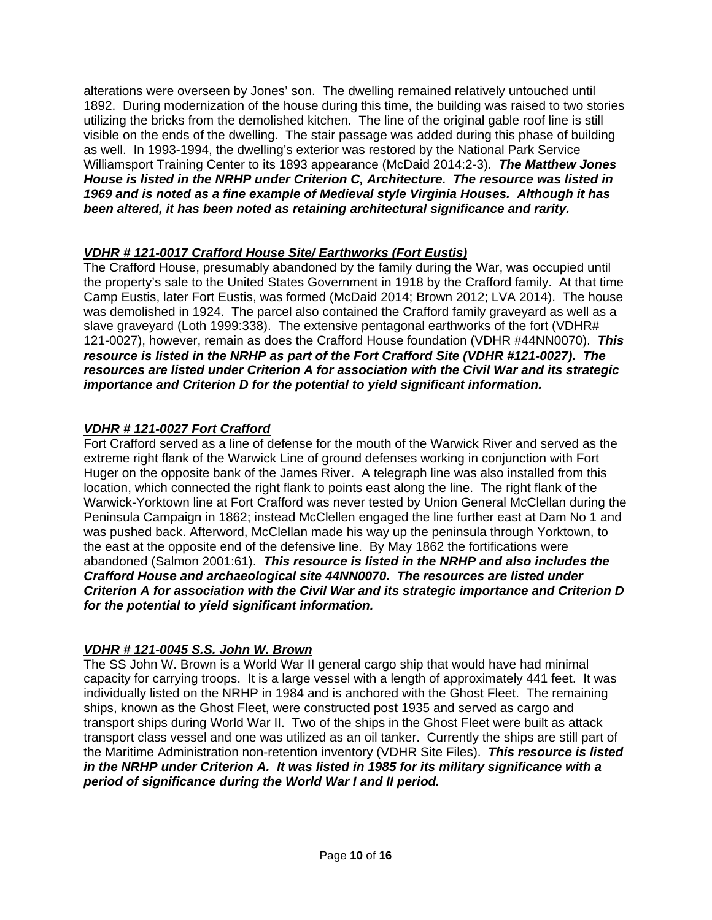alterations were overseen by Jones' son. The dwelling remained relatively untouched until 1892. During modernization of the house during this time, the building was raised to two stories utilizing the bricks from the demolished kitchen. The line of the original gable roof line is still visible on the ends of the dwelling. The stair passage was added during this phase of building as well. In 1993-1994, the dwelling's exterior was restored by the National Park Service Williamsport Training Center to its 1893 appearance (McDaid 2014:2-3). ***The Matthew Jones House is listed in the NRHP under Criterion C, Architecture. The resource was listed in 1969 and is noted as a fine example of Medieval style Virginia Houses. Although it has been altered, it has been noted as retaining architectural significance and rarity.***

***VDHR # 121-0017 Crafford House Site/ Earthworks (Fort Eustis)***

The Crafford House, presumably abandoned by the family during the War, was occupied until the property's sale to the United States Government in 1918 by the Crafford family. At that time Camp Eustis, later Fort Eustis, was formed (McDaid 2014; Brown 2012; LVA 2014). The house was demolished in 1924. The parcel also contained the Crafford family graveyard as well as a slave graveyard (Loth 1999:338). The extensive pentagonal earthworks of the fort (VDHR# 121-0027), however, remain as does the Crafford House foundation (VDHR #44NN0070). ***This resource is listed in the NRHP as part of the Fort Crafford Site (VDHR #121-0027). The resources are listed under Criterion A for association with the Civil War and its strategic importance and Criterion D for the potential to yield significant information.***

***VDHR # 121-0027 Fort Crafford***

Fort Crafford served as a line of defense for the mouth of the Warwick River and served as the extreme right flank of the Warwick Line of ground defenses working in conjunction with Fort Huger on the opposite bank of the James River. A telegraph line was also installed from this location, which connected the right flank to points east along the line. The right flank of the Warwick-Yorktown line at Fort Crafford was never tested by Union General McClellan during the Peninsula Campaign in 1862; instead McClellen engaged the line further east at Dam No 1 and was pushed back. Afterword, McClellan made his way up the peninsula through Yorktown, to the east at the opposite end of the defensive line. By May 1862 the fortifications were abandoned (Salmon 2001:61). ***This resource is listed in the NRHP and also includes the Crafford House and archaeological site 44NN0070. The resources are listed under Criterion A for association with the Civil War and its strategic importance and Criterion D for the potential to yield significant information.***

***VDHR # 121-0045 S.S. John W. Brown***

The SS John W. Brown is a World War II general cargo ship that would have had minimal capacity for carrying troops. It is a large vessel with a length of approximately 441 feet. It was individually listed on the NRHP in 1984 and is anchored with the Ghost Fleet. The remaining ships, known as the Ghost Fleet, were constructed post 1935 and served as cargo and transport ships during World War II. Two of the ships in the Ghost Fleet were built as attack transport class vessel and one was utilized as an oil tanker. Currently the ships are still part of the Maritime Administration non-retention inventory (VDHR Site Files). ***This resource is listed in the NRHP under Criterion A. It was listed in 1985 for its military significance with a period of significance during the World War I and II period.***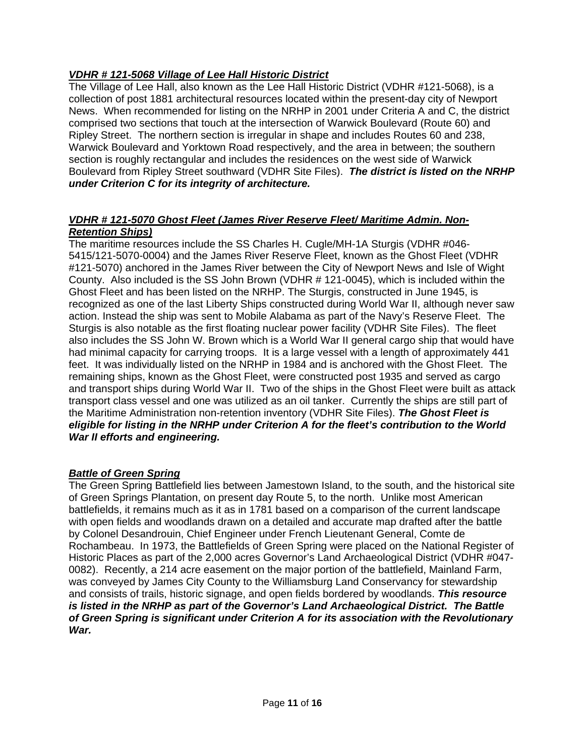***VDHR # 121-5068 Village of Lee Hall Historic District***

The Village of Lee Hall, also known as the Lee Hall Historic District (VDHR #121-5068), is a collection of post 1881 architectural resources located within the present-day city of Newport News. When recommended for listing on the NRHP in 2001 under Criteria A and C, the district comprised two sections that touch at the intersection of Warwick Boulevard (Route 60) and Ripley Street. The northern section is irregular in shape and includes Routes 60 and 238, Warwick Boulevard and Yorktown Road respectively, and the area in between; the southern section is roughly rectangular and includes the residences on the west side of Warwick Boulevard from Ripley Street southward (VDHR Site Files). ***The district is listed on the NRHP under Criterion C for its integrity of architecture.***

***VDHR # 121-5070 Ghost Fleet (James River Reserve Fleet/ Maritime Admin. Non-Retention Ships)***

The maritime resources include the SS Charles H. Cugle/MH-1A Sturgis (VDHR #046-5415/121-5070-0004) and the James River Reserve Fleet, known as the Ghost Fleet (VDHR #121-5070) anchored in the James River between the City of Newport News and Isle of Wight County. Also included is the SS John Brown (VDHR # 121-0045), which is included within the Ghost Fleet and has been listed on the NRHP. The Sturgis, constructed in June 1945, is recognized as one of the last Liberty Ships constructed during World War II, although never saw action. Instead the ship was sent to Mobile Alabama as part of the Navy's Reserve Fleet. The Sturgis is also notable as the first floating nuclear power facility (VDHR Site Files). The fleet also includes the SS John W. Brown which is a World War II general cargo ship that would have had minimal capacity for carrying troops. It is a large vessel with a length of approximately 441 feet. It was individually listed on the NRHP in 1984 and is anchored with the Ghost Fleet. The remaining ships, known as the Ghost Fleet, were constructed post 1935 and served as cargo and transport ships during World War II. Two of the ships in the Ghost Fleet were built as attack transport class vessel and one was utilized as an oil tanker. Currently the ships are still part of the Maritime Administration non-retention inventory (VDHR Site Files). ***The Ghost Fleet is eligible for listing in the NRHP under Criterion A for the fleet's contribution to the World War II efforts and engineering.***

***Battle of Green Spring***

The Green Spring Battlefield lies between Jamestown Island, to the south, and the historical site of Green Springs Plantation, on present day Route 5, to the north. Unlike most American battlefields, it remains much as it as in 1781 based on a comparison of the current landscape with open fields and woodlands drawn on a detailed and accurate map drafted after the battle by Colonel Desandrouin, Chief Engineer under French Lieutenant General, Comte de Rochambeau. In 1973, the Battlefields of Green Spring were placed on the National Register of Historic Places as part of the 2,000 acres Governor's Land Archaeological District (VDHR #047-0082). Recently, a 214 acre easement on the major portion of the battlefield, Mainland Farm, was conveyed by James City County to the Williamsburg Land Conservancy for stewardship and consists of trails, historic signage, and open fields bordered by woodlands. ***This resource is listed in the NRHP as part of the Governor's Land Archaeological District. The Battle of Green Spring is significant under Criterion A for its association with the Revolutionary War.***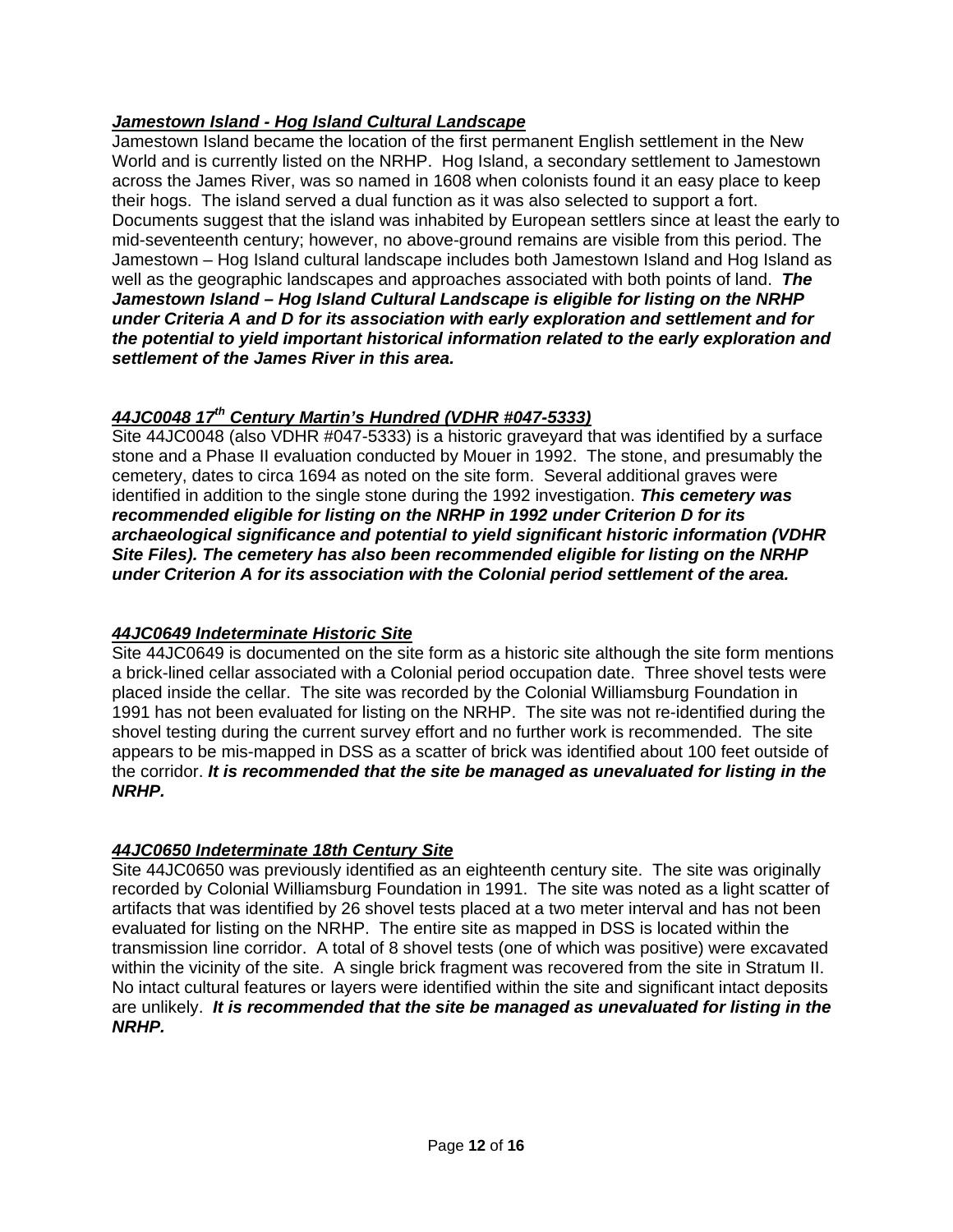***Jamestown Island - Hog Island Cultural Landscape***

Jamestown Island became the location of the first permanent English settlement in the New World and is currently listed on the NRHP. Hog Island, a secondary settlement to Jamestown across the James River, was so named in 1608 when colonists found it an easy place to keep their hogs. The island served a dual function as it was also selected to support a fort. Documents suggest that the island was inhabited by European settlers since at least the early to mid-seventeenth century; however, no above-ground remains are visible from this period. The Jamestown – Hog Island cultural landscape includes both Jamestown Island and Hog Island as well as the geographic landscapes and approaches associated with both points of land. ***The Jamestown Island – Hog Island Cultural Landscape is eligible for listing on the NRHP under Criteria A and D for its association with early exploration and settlement and for the potential to yield important historical information related to the early exploration and settlement of the James River in this area.***

***44JC0048 17th Century Martin's Hundred (VDHR #047-5333)***

Site 44JC0048 (also VDHR #047-5333) is a historic graveyard that was identified by a surface stone and a Phase II evaluation conducted by Mouer in 1992. The stone, and presumably the cemetery, dates to circa 1694 as noted on the site form. Several additional graves were identified in addition to the single stone during the 1992 investigation. ***This cemetery was recommended eligible for listing on the NRHP in 1992 under Criterion D for its archaeological significance and potential to yield significant historic information (VDHR Site Files). The cemetery has also been recommended eligible for listing on the NRHP under Criterion A for its association with the Colonial period settlement of the area.***

***44JC0649 Indeterminate Historic Site***

Site 44JC0649 is documented on the site form as a historic site although the site form mentions a brick-lined cellar associated with a Colonial period occupation date. Three shovel tests were placed inside the cellar. The site was recorded by the Colonial Williamsburg Foundation in 1991 has not been evaluated for listing on the NRHP. The site was not re-identified during the shovel testing during the current survey effort and no further work is recommended. The site appears to be mis-mapped in DSS as a scatter of brick was identified about 100 feet outside of the corridor. ***It is recommended that the site be managed as unevaluated for listing in the NRHP.***

***44JC0650 Indeterminate 18th Century Site***

Site 44JC0650 was previously identified as an eighteenth century site. The site was originally recorded by Colonial Williamsburg Foundation in 1991. The site was noted as a light scatter of artifacts that was identified by 26 shovel tests placed at a two meter interval and has not been evaluated for listing on the NRHP. The entire site as mapped in DSS is located within the transmission line corridor. A total of 8 shovel tests (one of which was positive) were excavated within the vicinity of the site. A single brick fragment was recovered from the site in Stratum II. No intact cultural features or layers were identified within the site and significant intact deposits are unlikely. ***It is recommended that the site be managed as unevaluated for listing in the NRHP.***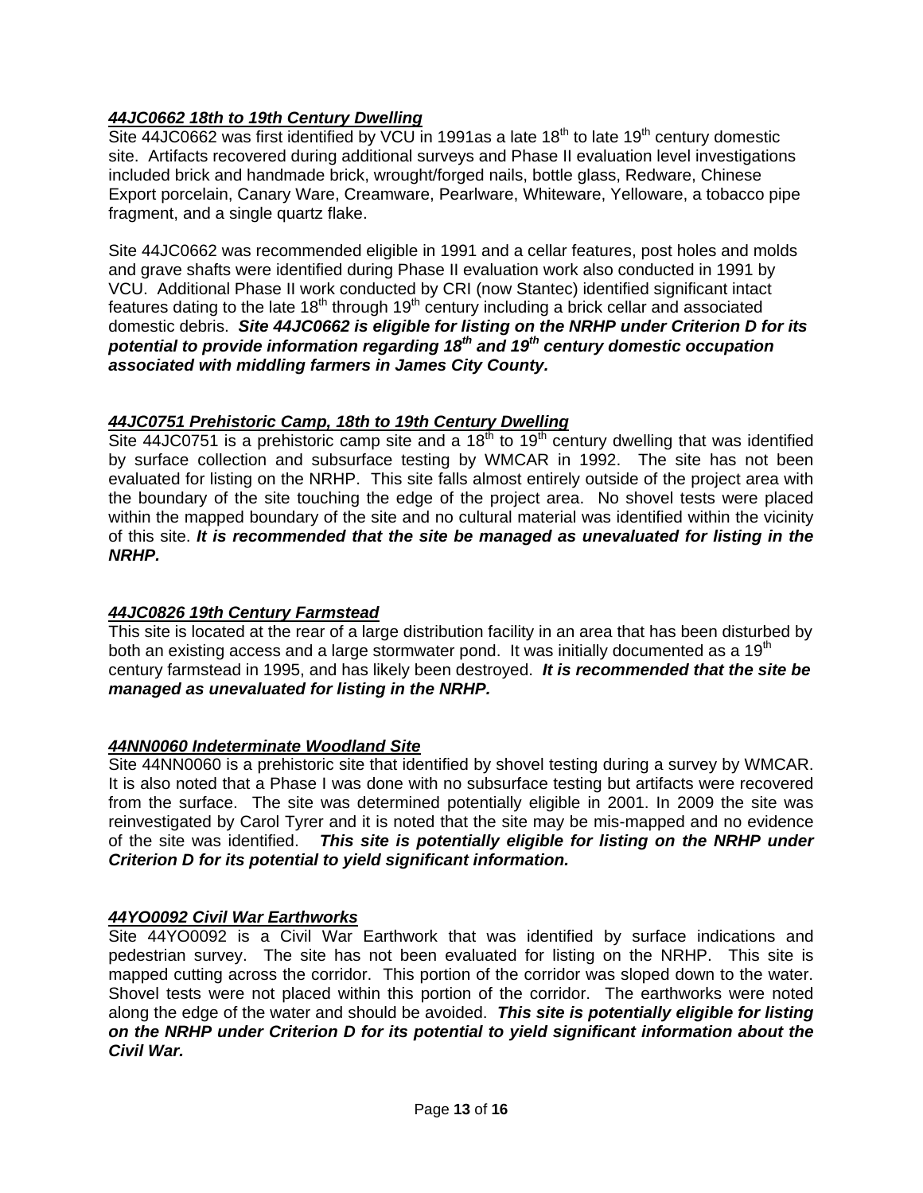***44JC0662 18th to 19th Century Dwelling***

Site 44JC0662 was first identified by VCU in 1991as a late 18th to late 19th century domestic site. Artifacts recovered during additional surveys and Phase II evaluation level investigations included brick and handmade brick, wrought/forged nails, bottle glass, Redware, Chinese Export porcelain, Canary Ware, Creamware, Pearlware, Whiteware, Yelloware, a tobacco pipe fragment, and a single quartz flake.

Site 44JC0662 was recommended eligible in 1991 and a cellar features, post holes and molds and grave shafts were identified during Phase II evaluation work also conducted in 1991 by VCU. Additional Phase II work conducted by CRI (now Stantec) identified significant intact features dating to the late 18th through 19th century including a brick cellar and associated domestic debris. ***Site 44JC0662 is eligible for listing on the NRHP under Criterion D for its potential to provide information regarding 18th and 19th century domestic occupation associated with middling farmers in James City County.***

***44JC0751 Prehistoric Camp, 18th to 19th Century Dwelling***

Site 44JC0751 is a prehistoric camp site and a 18th to 19th century dwelling that was identified by surface collection and subsurface testing by WMCAR in 1992. The site has not been evaluated for listing on the NRHP. This site falls almost entirely outside of the project area with the boundary of the site touching the edge of the project area. No shovel tests were placed within the mapped boundary of the site and no cultural material was identified within the vicinity of this site. ***It is recommended that the site be managed as unevaluated for listing in the NRHP.***

***44JC0826 19th Century Farmstead***

This site is located at the rear of a large distribution facility in an area that has been disturbed by both an existing access and a large stormwater pond. It was initially documented as a 19th century farmstead in 1995, and has likely been destroyed. ***It is recommended that the site be managed as unevaluated for listing in the NRHP.***

***44NN0060 Indeterminate Woodland Site***

Site 44NN0060 is a prehistoric site that identified by shovel testing during a survey by WMCAR. It is also noted that a Phase I was done with no subsurface testing but artifacts were recovered from the surface. The site was determined potentially eligible in 2001. In 2009 the site was reinvestigated by Carol Tyrer and it is noted that the site may be mis-mapped and no evidence of the site was identified. ***This site is potentially eligible for listing on the NRHP under Criterion D for its potential to yield significant information.***

***44YO0092 Civil War Earthworks***

Site 44YO0092 is a Civil War Earthwork that was identified by surface indications and pedestrian survey. The site has not been evaluated for listing on the NRHP. This site is mapped cutting across the corridor. This portion of the corridor was sloped down to the water. Shovel tests were not placed within this portion of the corridor. The earthworks were noted along the edge of the water and should be avoided. ***This site is potentially eligible for listing on the NRHP under Criterion D for its potential to yield significant information about the Civil War.***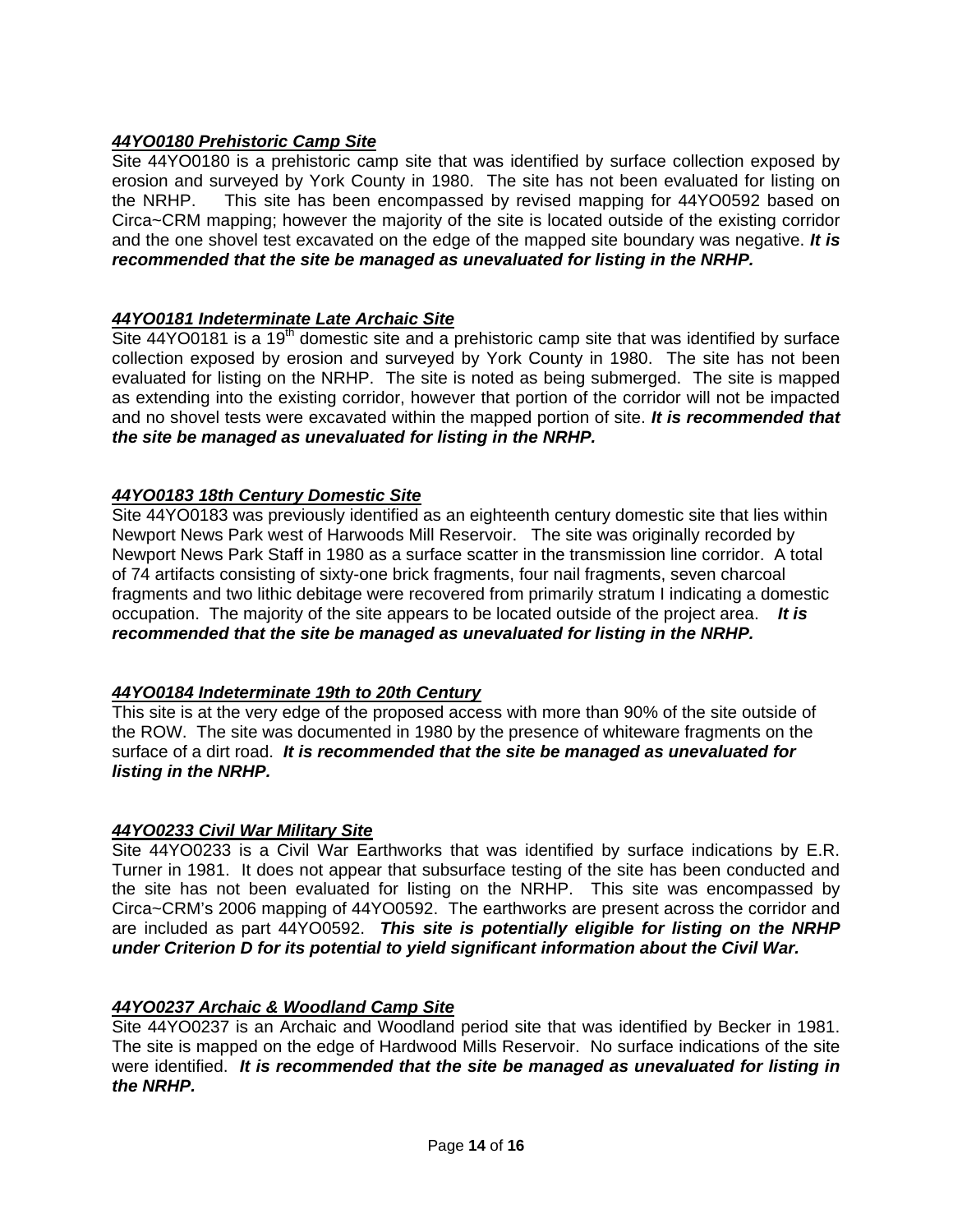***44YO0180 Prehistoric Camp Site***

Site 44YO0180 is a prehistoric camp site that was identified by surface collection exposed by erosion and surveyed by York County in 1980. The site has not been evaluated for listing on the NRHP. This site has been encompassed by revised mapping for 44YO0592 based on Circa~CRM mapping; however the majority of the site is located outside of the existing corridor and the one shovel test excavated on the edge of the mapped site boundary was negative. ***It is recommended that the site be managed as unevaluated for listing in the NRHP.***

***44YO0181 Indeterminate Late Archaic Site***

Site 44YO0181 is a 19th domestic site and a prehistoric camp site that was identified by surface collection exposed by erosion and surveyed by York County in 1980. The site has not been evaluated for listing on the NRHP. The site is noted as being submerged. The site is mapped as extending into the existing corridor, however that portion of the corridor will not be impacted and no shovel tests were excavated within the mapped portion of site. ***It is recommended that the site be managed as unevaluated for listing in the NRHP.***

***44YO0183 18th Century Domestic Site***

Site 44YO0183 was previously identified as an eighteenth century domestic site that lies within Newport News Park west of Harwoods Mill Reservoir. The site was originally recorded by Newport News Park Staff in 1980 as a surface scatter in the transmission line corridor. A total of 74 artifacts consisting of sixty-one brick fragments, four nail fragments, seven charcoal fragments and two lithic debitage were recovered from primarily stratum I indicating a domestic occupation. The majority of the site appears to be located outside of the project area. ***It is recommended that the site be managed as unevaluated for listing in the NRHP.***

***44YO0184 Indeterminate 19th to 20th Century***

This site is at the very edge of the proposed access with more than 90% of the site outside of the ROW. The site was documented in 1980 by the presence of whiteware fragments on the surface of a dirt road. ***It is recommended that the site be managed as unevaluated for listing in the NRHP.***

***44YO0233 Civil War Military Site***

Site 44YO0233 is a Civil War Earthworks that was identified by surface indications by E.R. Turner in 1981. It does not appear that subsurface testing of the site has been conducted and the site has not been evaluated for listing on the NRHP. This site was encompassed by Circa~CRM's 2006 mapping of 44YO0592. The earthworks are present across the corridor and are included as part 44YO0592. ***This site is potentially eligible for listing on the NRHP under Criterion D for its potential to yield significant information about the Civil War.***

***44YO0237 Archaic & Woodland Camp Site***

Site 44YO0237 is an Archaic and Woodland period site that was identified by Becker in 1981. The site is mapped on the edge of Hardwood Mills Reservoir. No surface indications of the site were identified. ***It is recommended that the site be managed as unevaluated for listing in the NRHP.***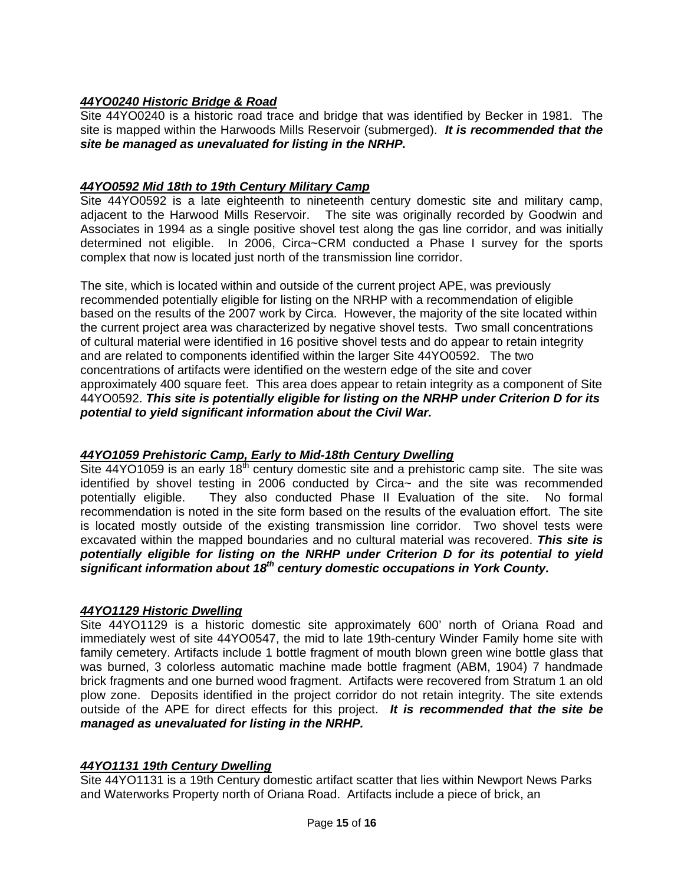***44YO0240 Historic Bridge & Road***

Site 44YO0240 is a historic road trace and bridge that was identified by Becker in 1981. The site is mapped within the Harwoods Mills Reservoir (submerged). ***It is recommended that the site be managed as unevaluated for listing in the NRHP.***

***44YO0592 Mid 18th to 19th Century Military Camp***

Site 44YO0592 is a late eighteenth to nineteenth century domestic site and military camp, adjacent to the Harwood Mills Reservoir. The site was originally recorded by Goodwin and Associates in 1994 as a single positive shovel test along the gas line corridor, and was initially determined not eligible. In 2006, Circa~CRM conducted a Phase I survey for the sports complex that now is located just north of the transmission line corridor.

The site, which is located within and outside of the current project APE, was previously recommended potentially eligible for listing on the NRHP with a recommendation of eligible based on the results of the 2007 work by Circa. However, the majority of the site located within the current project area was characterized by negative shovel tests. Two small concentrations of cultural material were identified in 16 positive shovel tests and do appear to retain integrity and are related to components identified within the larger Site 44YO0592. The two concentrations of artifacts were identified on the western edge of the site and cover approximately 400 square feet. This area does appear to retain integrity as a component of Site 44YO0592. ***This site is potentially eligible for listing on the NRHP under Criterion D for its potential to yield significant information about the Civil War.***

***44YO1059 Prehistoric Camp, Early to Mid-18th Century Dwelling***

Site 44YO1059 is an early 18th century domestic site and a prehistoric camp site. The site was identified by shovel testing in 2006 conducted by Circa~ and the site was recommended potentially eligible. They also conducted Phase II Evaluation of the site. No formal recommendation is noted in the site form based on the results of the evaluation effort. The site is located mostly outside of the existing transmission line corridor. Two shovel tests were excavated within the mapped boundaries and no cultural material was recovered. ***This site is potentially eligible for listing on the NRHP under Criterion D for its potential to yield significant information about 18th century domestic occupations in York County.***

***44YO1129 Historic Dwelling***

Site 44YO1129 is a historic domestic site approximately 600' north of Oriana Road and immediately west of site 44YO0547, the mid to late 19th-century Winder Family home site with family cemetery. Artifacts include 1 bottle fragment of mouth blown green wine bottle glass that was burned, 3 colorless automatic machine made bottle fragment (ABM, 1904) 7 handmade brick fragments and one burned wood fragment. Artifacts were recovered from Stratum 1 an old plow zone. Deposits identified in the project corridor do not retain integrity. The site extends outside of the APE for direct effects for this project. ***It is recommended that the site be managed as unevaluated for listing in the NRHP.***

***44YO1131 19th Century Dwelling***

Site 44YO1131 is a 19th Century domestic artifact scatter that lies within Newport News Parks and Waterworks Property north of Oriana Road. Artifacts include a piece of brick, an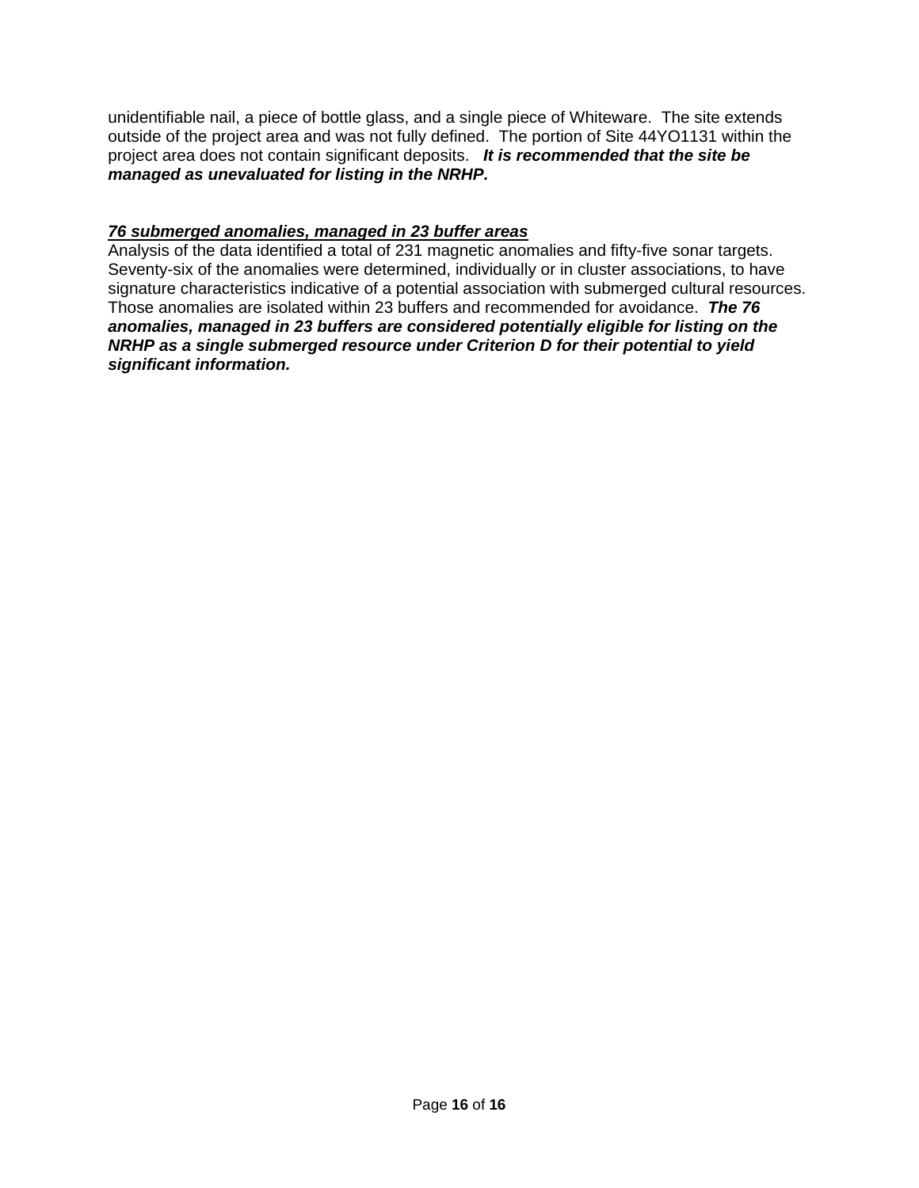unidentifiable nail, a piece of bottle glass, and a single piece of Whiteware. The site extends outside of the project area and was not fully defined. The portion of Site 44YO1131 within the project area does not contain significant deposits. ***It is recommended that the site be managed as unevaluated for listing in the NRHP.***

***<u>76 submerged anomalies, managed in 23 buffer areas</u>***

Analysis of the data identified a total of 231 magnetic anomalies and fifty-five sonar targets. Seventy-six of the anomalies were determined, individually or in cluster associations, to have signature characteristics indicative of a potential association with submerged cultural resources. Those anomalies are isolated within 23 buffers and recommended for avoidance. ***The 76 anomalies, managed in 23 buffers are considered potentially eligible for listing on the NRHP as a single submerged resource under Criterion D for their potential to yield significant information.***